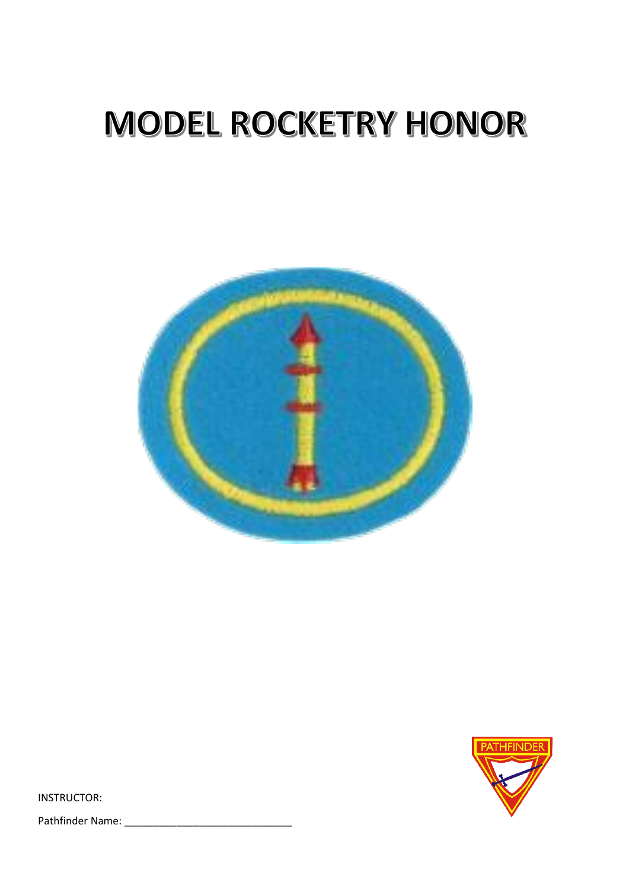# MODEL ROCKETRY HONOR

INSTRUCTOR:

Pathfinder Name: ______________________________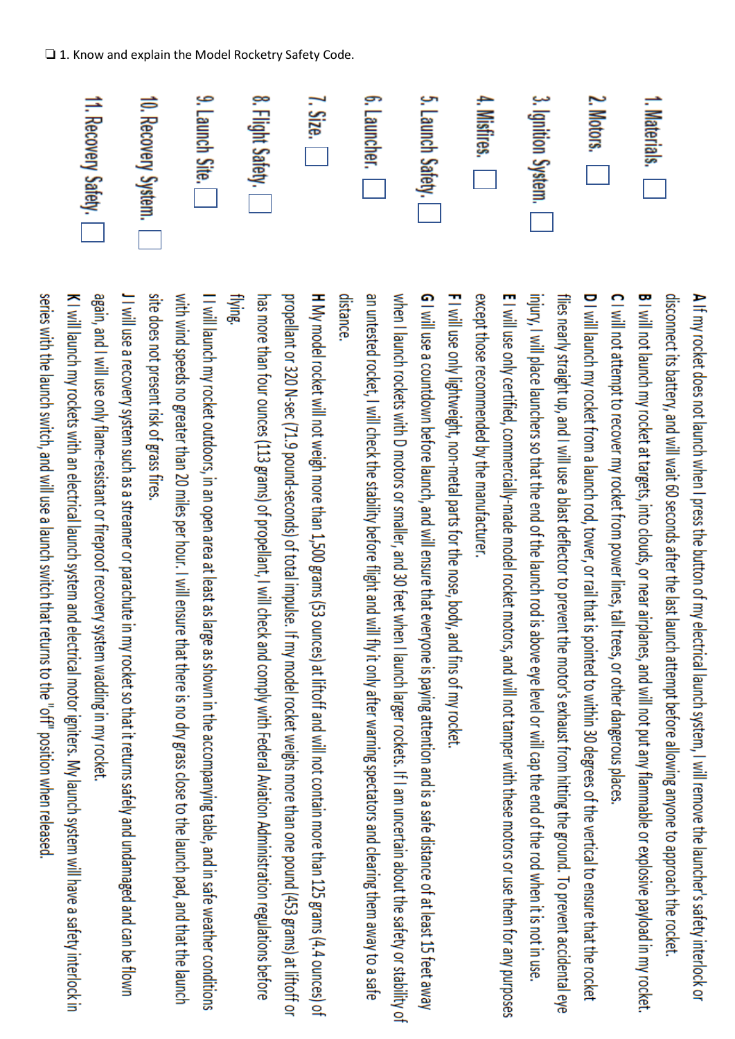❑ 1. Know and explain the Model Rocketry Safety Code.

1. Materials. ☐
2. Motors. ☐
3. Ignition System. ☐
4. Misfires. ☐
5. Launch Safety. ☐
6. Launcher. ☐
7. Size. ☐
8. Flight Safety. ☐
9. Launch Site. ☐
10. Recovery System. ☐
11. Recovery Safety. ☐

**A** If my rocket does not launch when I press the button of my electrical launch system, I will remove the launcher's safety interlock or disconnect its battery, and will wait 60 seconds after the last launch attempt before allowing anyone to approach the rocket.

**B** I will not launch my rocket at targets, into clouds, or near airplanes, and will not put any flammable or explosive payload in my rocket.

**C** I will not attempt to recover my rocket from power lines, tall trees, or other dangerous places.

**D** I will launch my rocket from a launch rod, tower, or rail that is pointed to within 30 degrees of the vertical to ensure that the rocket flies nearly straight up, and I will use a blast deflector to prevent the motor's exhaust from hitting the ground. To prevent accidental eye injury, I will place launchers so that the end of the launch rod is above eye level or will cap the end of the rod when it is not in use.

**E** I will use only certified, commercially-made model rocket motors, and will not tamper with these motors or use them for any purposes except those recommended by the manufacturer.

**F** I will use only lightweight, non-metal parts for the nose, body, and fins of my rocket.

**G** I will use a countdown before launch, and will ensure that everyone is paying attention and is a safe distance of at least 15 feet away when I launch rockets with D motors or smaller, and 30 feet when I launch larger rockets. If I am uncertain about the safety or stability of an untested rocket, I will check the stability before flight and will fly it only after warning spectators and clearing them away to a safe distance.

**H** My model rocket will not weigh more than 1,500 grams (53 ounces) at liftoff and will not contain more than 125 grams (4.4 ounces) of propellant or 320 N-sec (71.9 pound-seconds) of total impulse. If my model rocket weighs more than one pound (453 grams) at liftoff or has more than four ounces (113 grams) of propellant, I will check and comply with Federal Aviation Administration regulations before flying.

**I** I will launch my rocket outdoors, in an open area at least as large as shown in the accompanying table, and in safe weather conditions with wind speeds no greater than 20 miles per hour. I will ensure that there is no dry grass close to the launch pad, and that the launch site does not present risk of grass fires.

**J** I will use a recovery system such as a streamer or parachute in my rocket so that it returns safely and undamaged and can be flown again, and I will use only flame-resistant or fireproof recovery system wadding in my rocket.

**K** I will launch my rockets with an electrical launch system and electrical motor igniters. My launch system will have a safety interlock in series with the launch switch, and will use a launch switch that returns to the "off" position when released.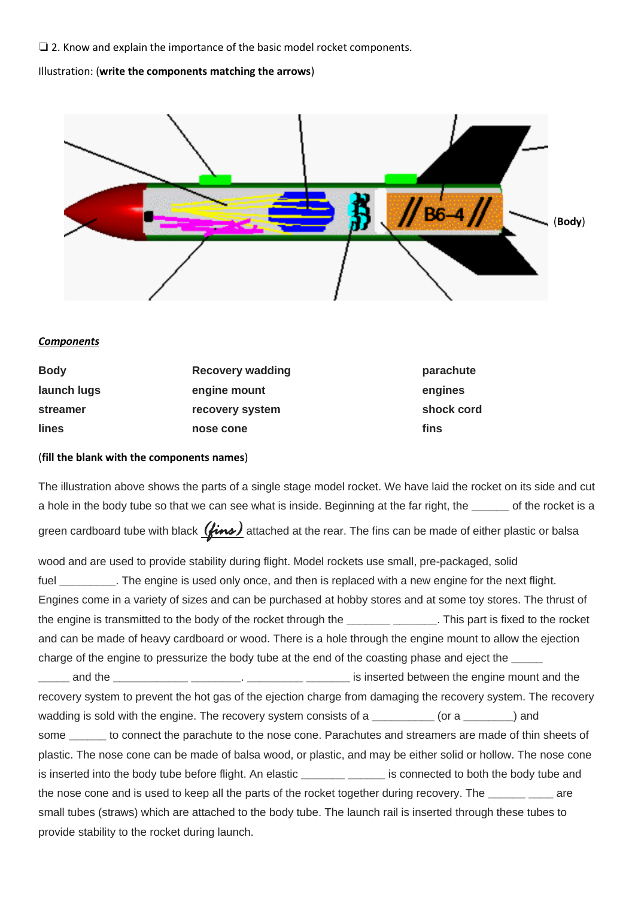❑ 2. Know and explain the importance of the basic model rocket components.

Illustration: (**write the components matching the arrows**)

(**Body**)

***Components***

| | | |
|---|---|---|
| **Body** | **Recovery wadding** | **parachute** |
| **launch lugs** | **engine mount** | **engines** |
| **streamer** | **recovery system** | **shock cord** |
| **lines** | **nose cone** | **fins** |

(**fill the blank with the components names**)

The illustration above shows the parts of a single stage model rocket. We have laid the rocket on its side and cut a hole in the body tube so that we can see what is inside. Beginning at the far right, the ______ of the rocket is a green cardboard tube with black *(fins)* attached at the rear. The fins can be made of either plastic or balsa wood and are used to provide stability during flight. Model rockets use small, pre-packaged, solid fuel _________. The engine is used only once, and then is replaced with a new engine for the next flight. Engines come in a variety of sizes and can be purchased at hobby stores and at some toy stores. The thrust of the engine is transmitted to the body of the rocket through the _______ _______. This part is fixed to the rocket and can be made of heavy cardboard or wood. There is a hole through the engine mount to allow the ejection charge of the engine to pressurize the body tube at the end of the coasting phase and eject the _____ _____ and the ____________ ________. _________ _______ is inserted between the engine mount and the recovery system to prevent the hot gas of the ejection charge from damaging the recovery system. The recovery wadding is sold with the engine. The recovery system consists of a __________ (or a ________) and some ______ to connect the parachute to the nose cone. Parachutes and streamers are made of thin sheets of plastic. The nose cone can be made of balsa wood, or plastic, and may be either solid or hollow. The nose cone is inserted into the body tube before flight. An elastic _______ ______ is connected to both the body tube and the nose cone and is used to keep all the parts of the rocket together during recovery. The ______ ____ are small tubes (straws) which are attached to the body tube. The launch rail is inserted through these tubes to provide stability to the rocket during launch.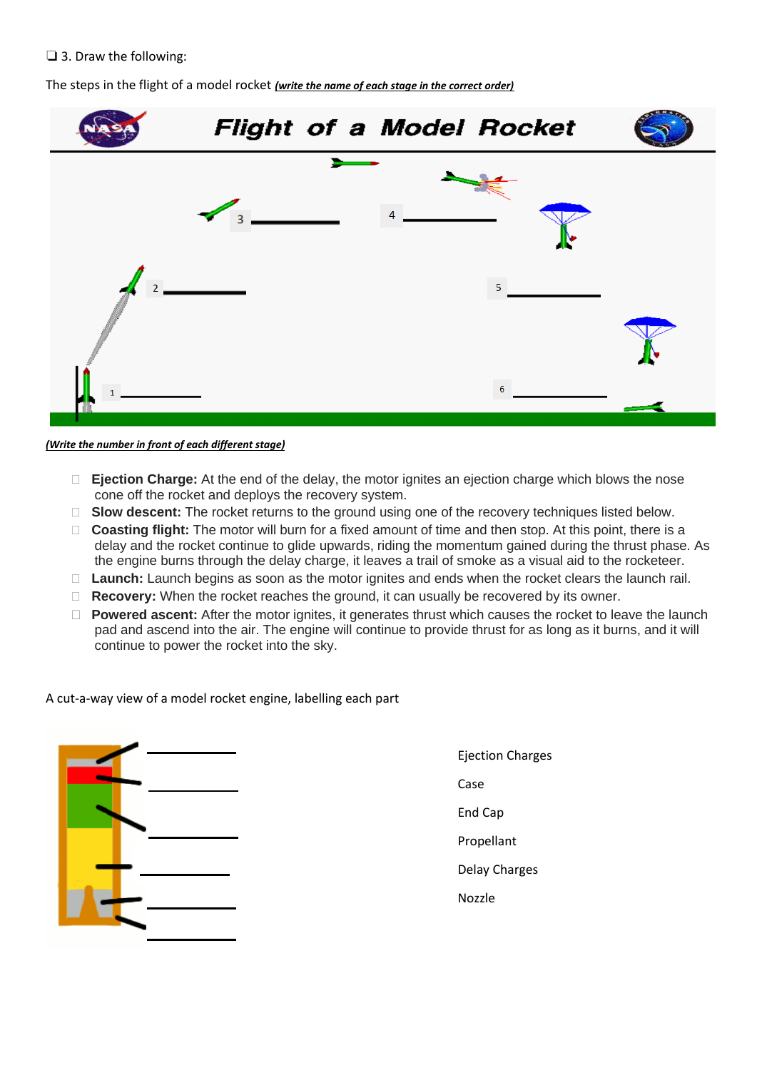❑ 3. Draw the following:

The steps in the flight of a model rocket ***(write the name of each stage in the correct order)***

**Flight of a Model Rocket**

1 ____________

2 ____________

3 ____________

4 ____________

5 ____________

6 ____________

***(Write the number in front of each different stage)***

- **Ejection Charge:** At the end of the delay, the motor ignites an ejection charge which blows the nose cone off the rocket and deploys the recovery system.
- **Slow descent:** The rocket returns to the ground using one of the recovery techniques listed below.
- **Coasting flight:** The motor will burn for a fixed amount of time and then stop. At this point, there is a delay and the rocket continue to glide upwards, riding the momentum gained during the thrust phase. As the engine burns through the delay charge, it leaves a trail of smoke as a visual aid to the rocketeer.
- **Launch:** Launch begins as soon as the motor ignites and ends when the rocket clears the launch rail.
- **Recovery:** When the rocket reaches the ground, it can usually be recovered by its owner.
- **Powered ascent:** After the motor ignites, it generates thrust which causes the rocket to leave the launch pad and ascend into the air. The engine will continue to provide thrust for as long as it burns, and it will continue to power the rocket into the sky.

A cut-a-way view of a model rocket engine, labelling each part

____________

____________

____________

____________

____________

____________

Ejection Charges

Case

End Cap

Propellant

Delay Charges

Nozzle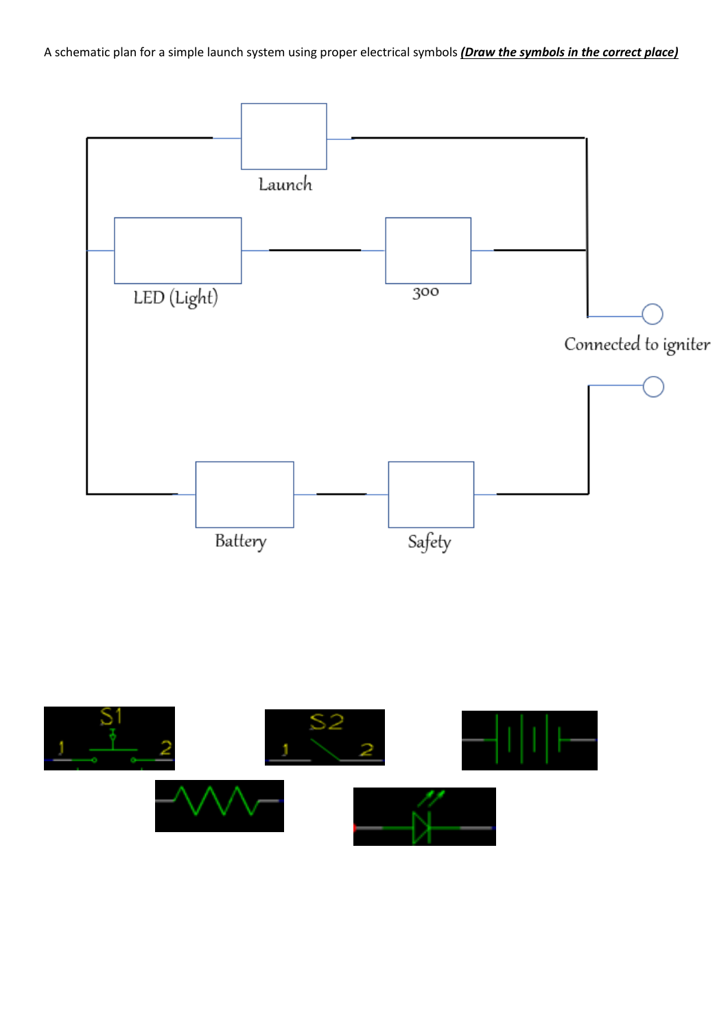A schematic plan for a simple launch system using proper electrical symbols ***(Draw the symbols in the correct place)***

Launch

LED (Light)

300

Connected to igniter

Battery

Safety

S1

1 2

S2

1 2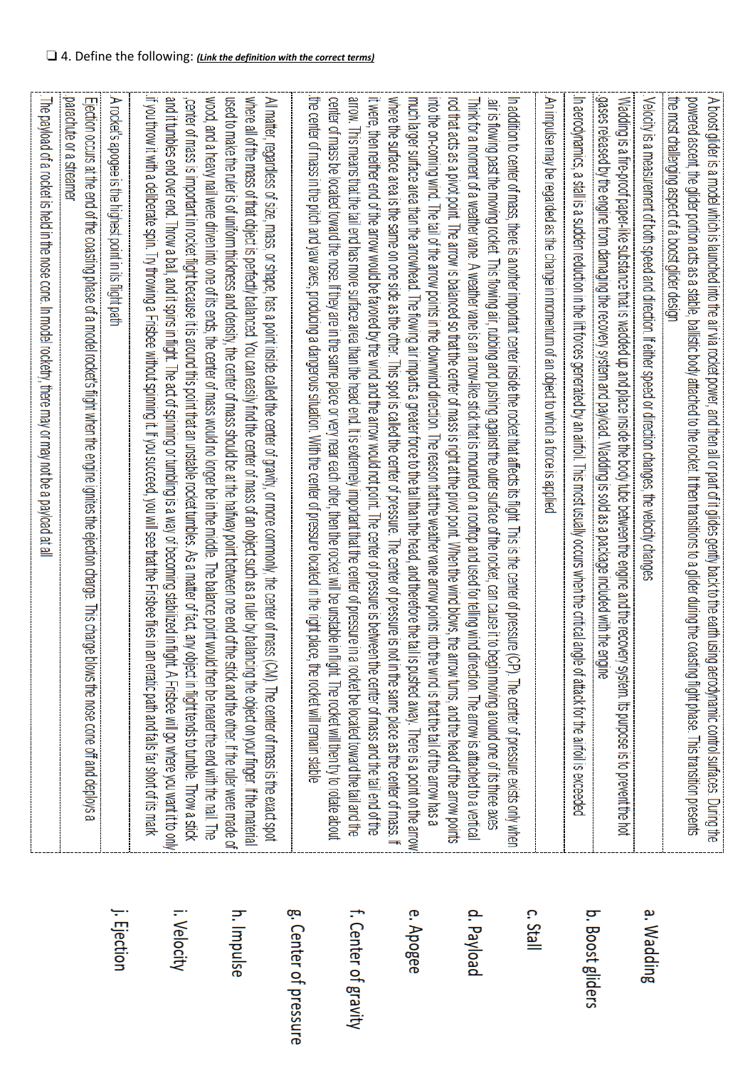❑ 4. Define the following: ***(Link the definition with the correct terms)***

| Definition | Term |
|---|---|
| A boost glider is a model which is launched into the air via rocket power, and then all or part of it glides gently back to the earth using aerodynamic control surfaces. During the powered ascent, the glider portion acts as a stable, ballistic body attached to the rocket. It then transitions to a glider during the coasting flight phase. This transition presents the most challenging aspect of a boost glider design | a. Wadding |
| Velocity is a measurement of both speed and direction. If either speed or direction changes, the velocity changes | b. Boost gliders |
| Wadding is a fire-proof paper-like substance that is wadded up and place inside the body tube between the engine and the recovery system. Its purpose is to prevent the hot gases released by the engine from damaging the recovery system and payload. Wadding is sold as a package included with the engine | c. Stall |
| In aerodynamics, a stall is a sudden reduction in the lift forces generated by an airfoil. This most usually occurs when the critical angle of attack for the airfoil is exceeded | d. Payload |
| An impulse may be regarded as the change in momentum of an object to which a force is applied | e. Apogee |
| In addition to center of mass, there is another important center inside the rocket that affects its flight. This is the center of pressure (CP). The center of pressure exists only when air is flowing past the moving rocket. This flowing air, rubbing and pushing against the outer surface of the rocket, can cause it to begin moving around one of its three axes. Think for a moment of a weather vane. A weather vane is an arrow-like stick that is mounted on a rooftop and used for telling wind direction. The arrow is attached to a vertical rod that acts as a pivot point. The arrow is balanced so that the center of mass is right at the pivot point. When the wind blows, the arrow turns, and the head of the arrow points into the on-coming wind. The tail of the arrow points in the downwind direction. The reason that the weather vane arrow points into the wind is that the tail of the arrow has a much larger surface area than the arrowhead. The flowing air imparts a greater force to the tail than the head, and therefore the tail is pushed away. There is a point on the arrow where the surface area is the same on one side as the other. This spot is called the center of pressure. The center of pressure is not in the same place as the center of mass. If it were, then neither end of the arrow would be favored by the wind and the arrow would not point. The center of pressure is between the center of mass and the tail end of the arrow. This means that the tail end has more surface area than the head end. It is extremely important that the center of pressure in a rocket be located toward the tail and the center of mass be located toward the nose. If they are in the same place or very near each other, then the rocket will be unstable in flight. The rocket will then try to rotate about the center of mass in the pitch and yaw axes, producing a dangerous situation. With the center of pressure located in the right place, the rocket will remain stable | f. Center of gravity |
| All matter, regardless of size, mass, or shape, has a point inside called the center of gravity, or more commonly, the center of mass (CM). The center of mass is the exact spot where all of the mass of that object is perfectly balanced. You can easily find the center of mass of an object such as a ruler by balancing the object on your finger. If the material used to make the ruler is of uniform thickness and density, the center of mass should be at the halfway point between one end of the stick and the other. If the ruler were made of wood, and a heavy nail were driven into one of its ends, the center of mass would no longer be in the middle. The balance point would then be nearer the end with the nail. The center of mass is important in rocket flight because it is around this point that an unstable rocket tumbles. As a matter of fact, any object in flight tends to tumble. Throw a stick, and it tumbles end over end. Throw a ball, and it spins in flight. The act of spinning or tumbling is a way of becoming stabilized in flight. A Frisbee will go where you want it to only if you throw it with a deliberate spin. Try throwing a Frisbee without spinning it. If you succeed, you will see that the Frisbee flies in an erratic path and falls far short of its mark | g. Center of pressure |
| A rocket's apogee is the highest point in its flight path | h. Impulse |
| Ejection occurs at the end of the coasting phase of a model rocket's flight when the engine ignites the ejection charge. This charge blows the nose cone off and deploys a parachute or a streamer | i. Velocity |
| The payload of a rocket is held in the nose cone. In model rocketry, there may or may not be a payload at all | j. Ejection |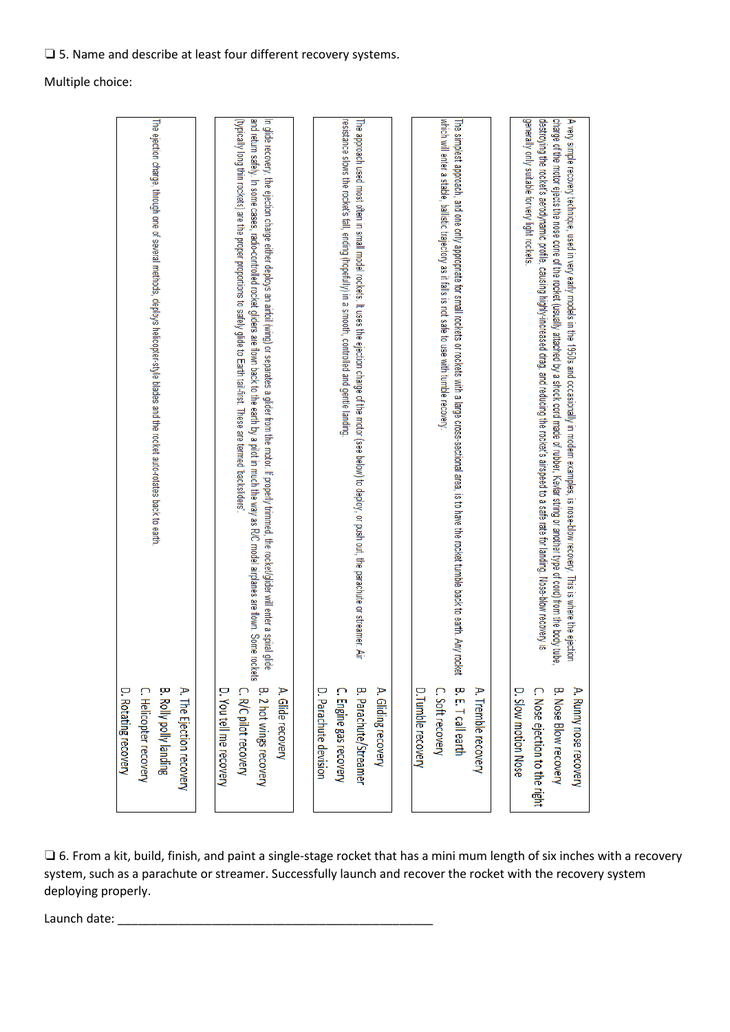❑ 5. Name and describe at least four different recovery systems.

Multiple choice:

| Description | Choices |
| --- | --- |
| A very simple recovery technique, used in very early models in the 1950s and occasionally in modern examples, is nose-blow recovery. This is where the ejection charge of the motor ejects the nose cone of the rocket (usually attached by a shock cord made of rubber, Kevlar string or another type of cord) from the body tube, destroying the rocket's aerodynamic profile, causing highly increased drag, and reducing the rocket's airspeed to a safe rate for landing. Nose-blow recovery is generally only suitable for very light rockets. | A. Runny nose recovery<br>B. Nose Blow recovery<br>C. Nose ejection to the right<br>D. Slow motion Nose |
| The simplest approach, and one only appropriate for small rockets or rockets with a large cross-sectional area, is to have the rocket tumble back to earth. Any rocket which will enter a stable, ballistic trajectory as it falls is not safe to use with tumble recovery. | A. Tremble recovery<br>B. E. T call earth<br>C. Soft recovery<br>D.Tumble recovery |
| The approach used most often in small model rockets. It uses the ejection charge of the motor (see below) to deploy, or push out, the parachute or streamer. Air resistance slows the rocket's fall, ending (hopefully) in a smooth, controlled and gentle landing. | A. Gliding recovery<br>B. Parachute/Streamer<br>C. Engine gas recovery<br>D. Parachute devision |
| In glide recovery, the ejection charge either deploys an airfoil (wing) or separates a glider from the motor. If properly trimmed, the rocket/glider will enter a spiral glide and return safely. In some cases, radio-controlled rocket gliders are flown back to the earth by a pilot in much the way as R/C model airplanes are flown. Some rockets (typically long thin rockets) are the proper proportions to safely glide to Earth tail-first. These are termed 'backsliders'. | A. Glide recovery<br>B. 2 hot wings recovery<br>C. R/C pilot recovery<br>D. You tell me recovery |
| The ejection charge, through one of several methods, deploys helicopter-style blades and the rocket auto-rotates back to earth. | A. The Ejection recovery<br>B. Rolly polly landing<br>C. Helicopter recovery<br>D. Rotating recovery |

❑ 6. From a kit, build, finish, and paint a single-stage rocket that has a mini mum length of six inches with a recovery system, such as a parachute or streamer. Successfully launch and recover the rocket with the recovery system deploying properly.

Launch date: _______________________________________________